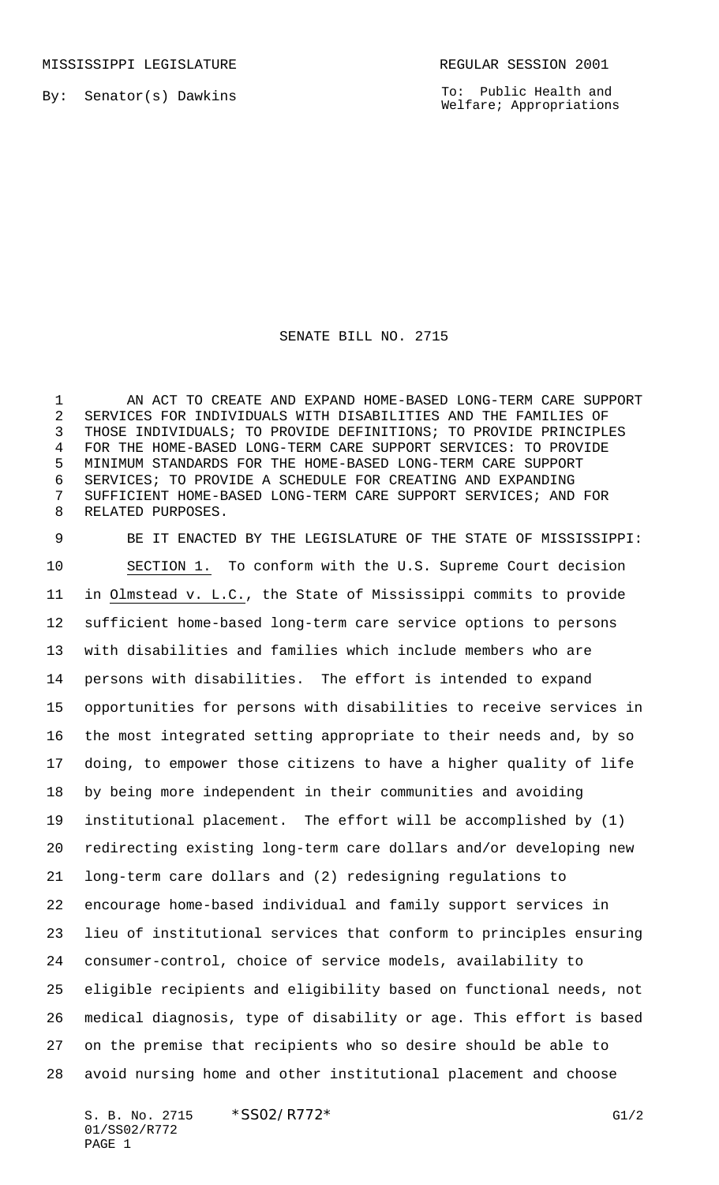MISSISSIPPI LEGISLATURE REGULAR SESSION 2001

By: Senator(s) Dawkins

To: Public Health and Welfare; Appropriations

# SENATE BILL NO. 2715

AN ACT TO CREATE AND EXPAND HOME-BASED LONG-TERM CARE SUPPORT SERVICES FOR INDIVIDUALS WITH DISABILITIES AND THE FAMILIES OF THOSE INDIVIDUALS; TO PROVIDE DEFINITIONS; TO PROVIDE PRINCIPLES FOR THE HOME-BASED LONG-TERM CARE SUPPORT SERVICES: TO PROVIDE MINIMUM STANDARDS FOR THE HOME-BASED LONG-TERM CARE SUPPORT SERVICES; TO PROVIDE A SCHEDULE FOR CREATING AND EXPANDING SUFFICIENT HOME-BASED LONG-TERM CARE SUPPORT SERVICES; AND FOR RELATED PURPOSES.

BE IT ENACTED BY THE LEGISLATURE OF THE STATE OF MISSISSIPPI:

SECTION 1. To conform with the U.S. Supreme Court decision in Olmstead v. L.C., the State of Mississippi commits to provide sufficient home-based long-term care service options to persons with disabilities and families which include members who are persons with disabilities. The effort is intended to expand opportunities for persons with disabilities to receive services in the most integrated setting appropriate to their needs and, by so doing, to empower those citizens to have a higher quality of life by being more independent in their communities and avoiding institutional placement. The effort will be accomplished by (1) redirecting existing long-term care dollars and/or developing new long-term care dollars and (2) redesigning regulations to encourage home-based individual and family support services in lieu of institutional services that conform to principles ensuring consumer-control, choice of service models, availability to eligible recipients and eligibility based on functional needs, not medical diagnosis, type of disability or age. This effort is based on the premise that recipients who so desire should be able to avoid nursing home and other institutional placement and choose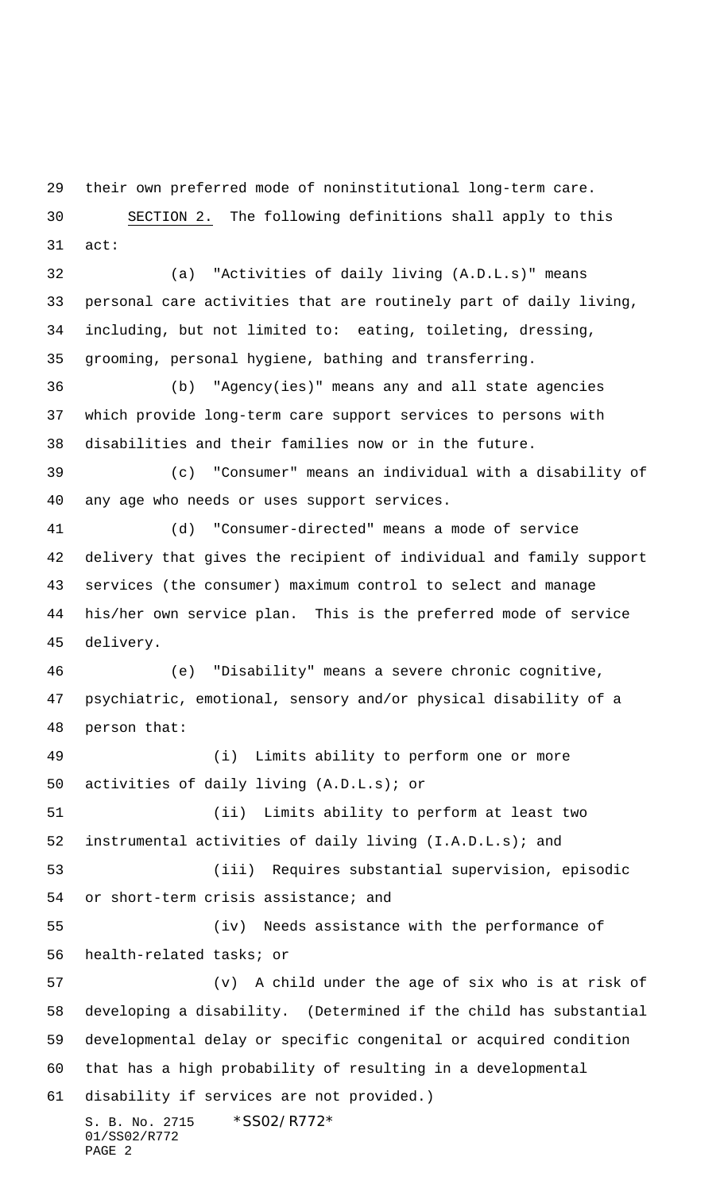their own preferred mode of noninstitutional long-term care.

SECTION 2. The following definitions shall apply to this act:

(a) "Activities of daily living (A.D.L.s)" means personal care activities that are routinely part of daily living, including, but not limited to: eating, toileting, dressing, grooming, personal hygiene, bathing and transferring.

(b) "Agency(ies)" means any and all state agencies which provide long-term care support services to persons with disabilities and their families now or in the future.

(c) "Consumer" means an individual with a disability of any age who needs or uses support services.

(d) "Consumer-directed" means a mode of service delivery that gives the recipient of individual and family support services (the consumer) maximum control to select and manage his/her own service plan. This is the preferred mode of service delivery.

(e) "Disability" means a severe chronic cognitive, psychiatric, emotional, sensory and/or physical disability of a person that:

(i) Limits ability to perform one or more activities of daily living (A.D.L.s); or

(ii) Limits ability to perform at least two instrumental activities of daily living (I.A.D.L.s); and

(iii) Requires substantial supervision, episodic or short-term crisis assistance; and

(iv) Needs assistance with the performance of health-related tasks; or

(v) A child under the age of six who is at risk of developing a disability. (Determined if the child has substantial developmental delay or specific congenital or acquired condition that has a high probability of resulting in a developmental disability if services are not provided.)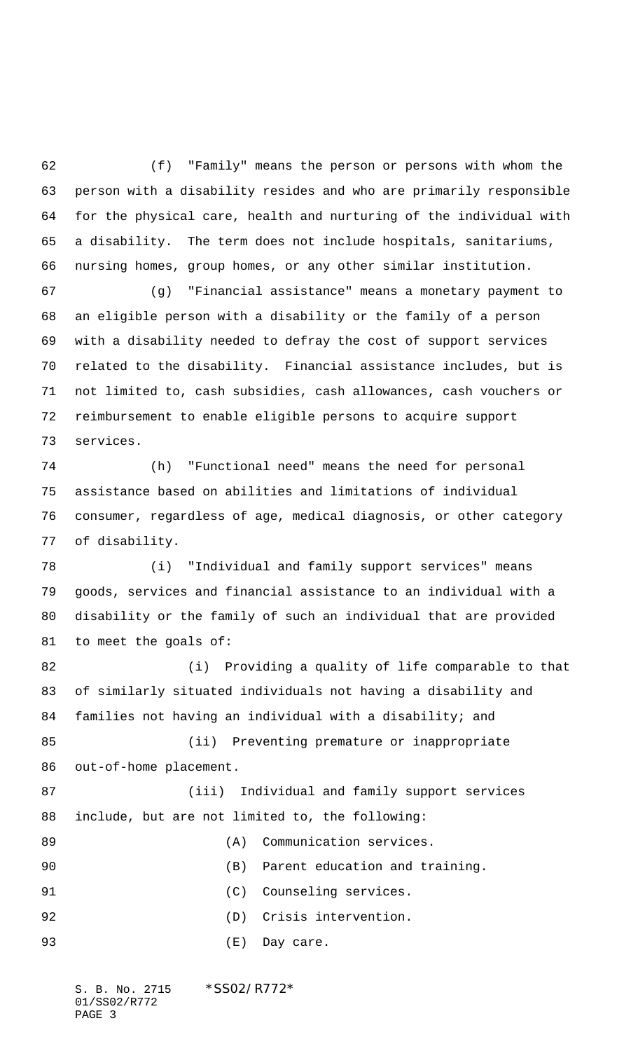(f) "Family" means the person or persons with whom the person with a disability resides and who are primarily responsible for the physical care, health and nurturing of the individual with a disability. The term does not include hospitals, sanitariums, nursing homes, group homes, or any other similar institution.

(g) "Financial assistance" means a monetary payment to an eligible person with a disability or the family of a person with a disability needed to defray the cost of support services related to the disability. Financial assistance includes, but is not limited to, cash subsidies, cash allowances, cash vouchers or reimbursement to enable eligible persons to acquire support services.

(h) "Functional need" means the need for personal assistance based on abilities and limitations of individual consumer, regardless of age, medical diagnosis, or other category of disability.

(i) "Individual and family support services" means goods, services and financial assistance to an individual with a disability or the family of such an individual that are provided to meet the goals of:

(i) Providing a quality of life comparable to that of similarly situated individuals not having a disability and families not having an individual with a disability; and

(ii) Preventing premature or inappropriate out-of-home placement.

(iii) Individual and family support services include, but are not limited to, the following:

(A) Communication services.

(B) Parent education and training.

(C) Counseling services.

(D) Crisis intervention.

(E) Day care.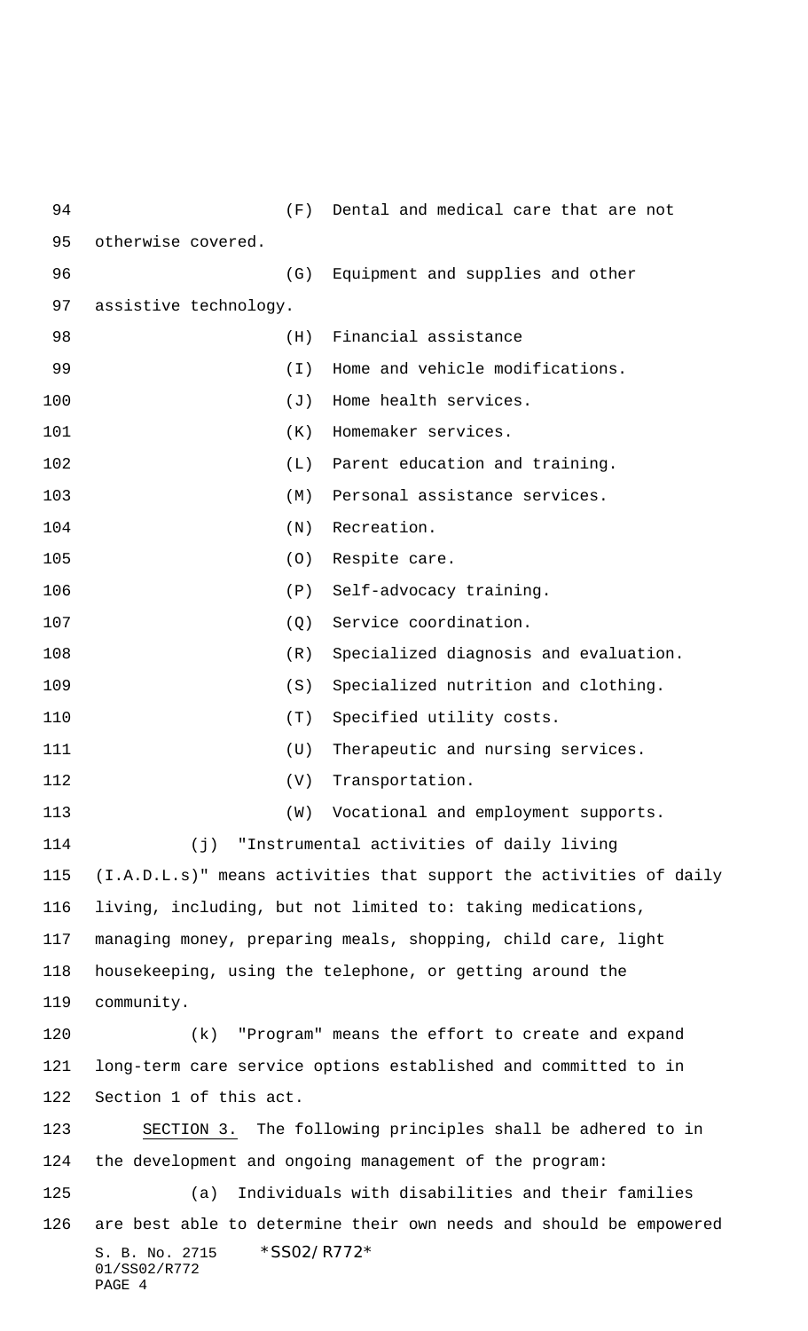(F) Dental and medical care that are not otherwise covered.

(G) Equipment and supplies and other assistive technology.

(H) Financial assistance

(I) Home and vehicle modifications.

(J) Home health services.

(K) Homemaker services.

(L) Parent education and training.

(M) Personal assistance services.

(N) Recreation.

(O) Respite care.

(P) Self-advocacy training.

(Q) Service coordination.

(R) Specialized diagnosis and evaluation.

(S) Specialized nutrition and clothing.

(T) Specified utility costs.

(U) Therapeutic and nursing services.

(V) Transportation.

(W) Vocational and employment supports.

(j) "Instrumental activities of daily living (I.A.D.L.s)" means activities that support the activities of daily living, including, but not limited to: taking medications, managing money, preparing meals, shopping, child care, light housekeeping, using the telephone, or getting around the community.

(k) "Program" means the effort to create and expand long-term care service options established and committed to in Section 1 of this act.

SECTION 3. The following principles shall be adhered to in the development and ongoing management of the program:

(a) Individuals with disabilities and their families are best able to determine their own needs and should be empowered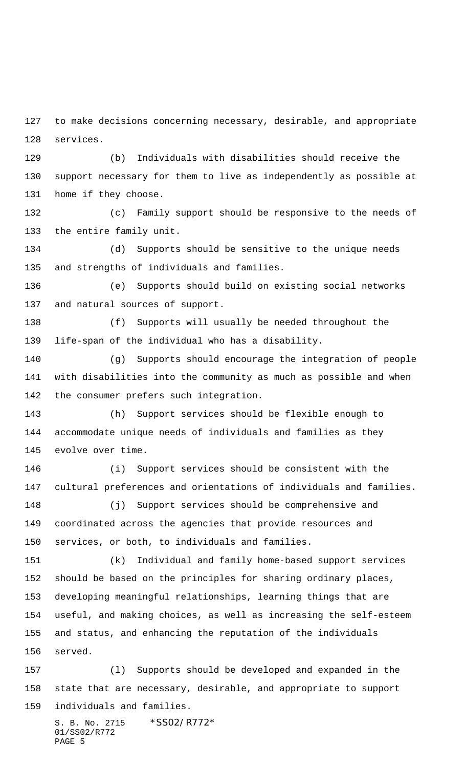to make decisions concerning necessary, desirable, and appropriate services.

(b) Individuals with disabilities should receive the support necessary for them to live as independently as possible at home if they choose.

(c) Family support should be responsive to the needs of the entire family unit.

(d) Supports should be sensitive to the unique needs and strengths of individuals and families.

(e) Supports should build on existing social networks and natural sources of support.

(f) Supports will usually be needed throughout the life-span of the individual who has a disability.

(g) Supports should encourage the integration of people with disabilities into the community as much as possible and when the consumer prefers such integration.

(h) Support services should be flexible enough to accommodate unique needs of individuals and families as they evolve over time.

(i) Support services should be consistent with the cultural preferences and orientations of individuals and families.

(j) Support services should be comprehensive and coordinated across the agencies that provide resources and services, or both, to individuals and families.

(k) Individual and family home-based support services should be based on the principles for sharing ordinary places, developing meaningful relationships, learning things that are useful, and making choices, as well as increasing the self-esteem and status, and enhancing the reputation of the individuals served.

(l) Supports should be developed and expanded in the state that are necessary, desirable, and appropriate to support individuals and families.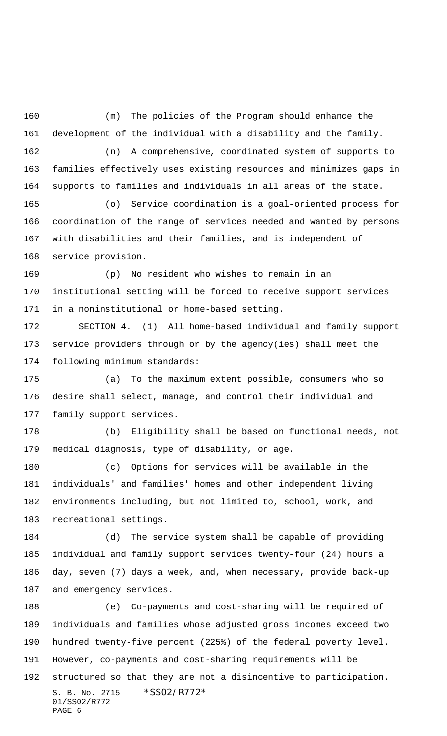(m) The policies of the Program should enhance the development of the individual with a disability and the family.

(n) A comprehensive, coordinated system of supports to families effectively uses existing resources and minimizes gaps in supports to families and individuals in all areas of the state.

(o) Service coordination is a goal-oriented process for coordination of the range of services needed and wanted by persons with disabilities and their families, and is independent of service provision.

(p) No resident who wishes to remain in an institutional setting will be forced to receive support services in a noninstitutional or home-based setting.

SECTION 4. (1) All home-based individual and family support service providers through or by the agency(ies) shall meet the following minimum standards:

(a) To the maximum extent possible, consumers who so desire shall select, manage, and control their individual and family support services.

(b) Eligibility shall be based on functional needs, not medical diagnosis, type of disability, or age.

(c) Options for services will be available in the individuals' and families' homes and other independent living environments including, but not limited to, school, work, and recreational settings.

(d) The service system shall be capable of providing individual and family support services twenty-four (24) hours a day, seven (7) days a week, and, when necessary, provide back-up and emergency services.

(e) Co-payments and cost-sharing will be required of individuals and families whose adjusted gross incomes exceed two hundred twenty-five percent (225%) of the federal poverty level. However, co-payments and cost-sharing requirements will be structured so that they are not a disincentive to participation.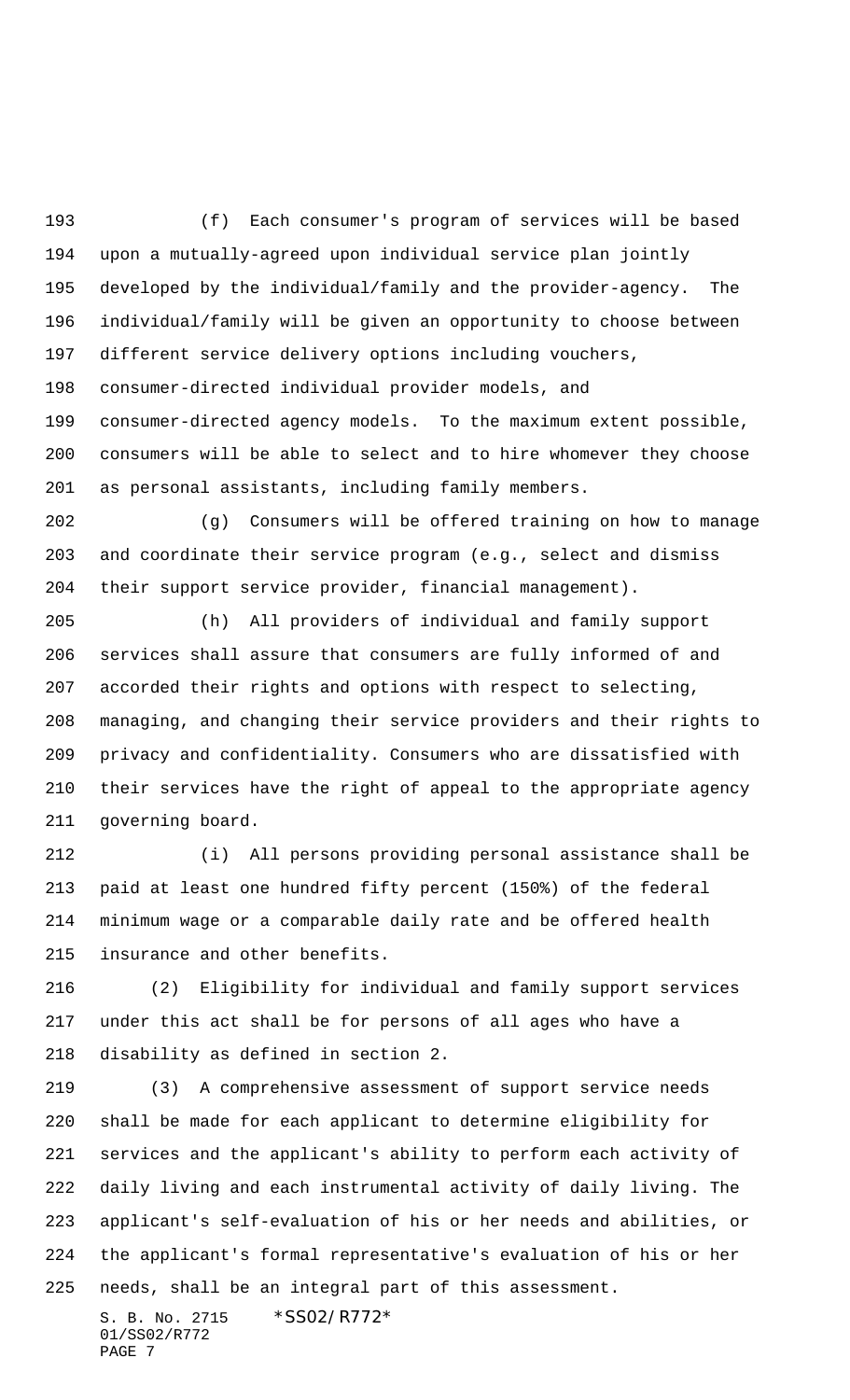(f) Each consumer's program of services will be based upon a mutually-agreed upon individual service plan jointly developed by the individual/family and the provider-agency. The individual/family will be given an opportunity to choose between different service delivery options including vouchers, consumer-directed individual provider models, and consumer-directed agency models. To the maximum extent possible, consumers will be able to select and to hire whomever they choose as personal assistants, including family members.

(g) Consumers will be offered training on how to manage and coordinate their service program (e.g., select and dismiss their support service provider, financial management).

(h) All providers of individual and family support services shall assure that consumers are fully informed of and accorded their rights and options with respect to selecting, managing, and changing their service providers and their rights to privacy and confidentiality. Consumers who are dissatisfied with their services have the right of appeal to the appropriate agency governing board.

(i) All persons providing personal assistance shall be paid at least one hundred fifty percent (150%) of the federal minimum wage or a comparable daily rate and be offered health insurance and other benefits.

(2) Eligibility for individual and family support services under this act shall be for persons of all ages who have a disability as defined in section 2.

(3) A comprehensive assessment of support service needs shall be made for each applicant to determine eligibility for services and the applicant's ability to perform each activity of daily living and each instrumental activity of daily living. The applicant's self-evaluation of his or her needs and abilities, or the applicant's formal representative's evaluation of his or her needs, shall be an integral part of this assessment.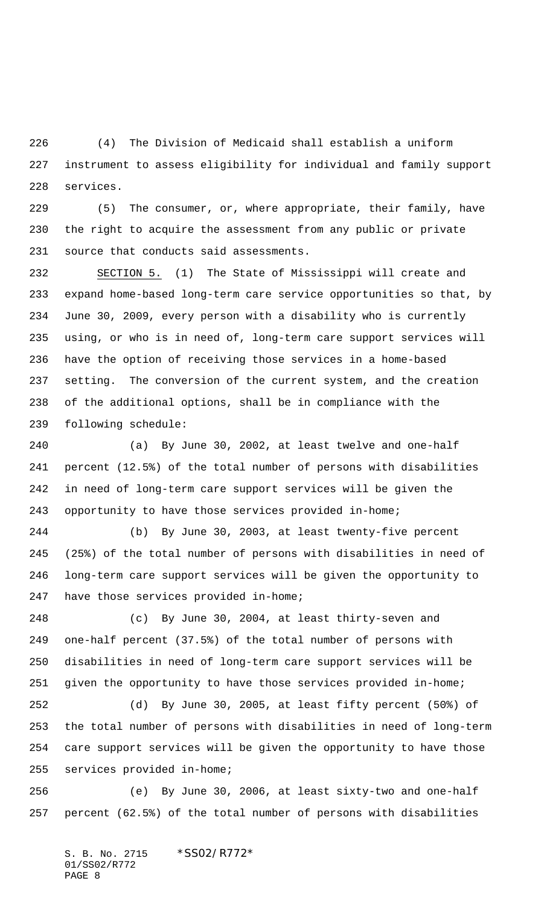(4) The Division of Medicaid shall establish a uniform instrument to assess eligibility for individual and family support services.

(5) The consumer, or, where appropriate, their family, have the right to acquire the assessment from any public or private source that conducts said assessments.

SECTION 5. (1) The State of Mississippi will create and expand home-based long-term care service opportunities so that, by June 30, 2009, every person with a disability who is currently using, or who is in need of, long-term care support services will have the option of receiving those services in a home-based setting. The conversion of the current system, and the creation of the additional options, shall be in compliance with the following schedule:

(a) By June 30, 2002, at least twelve and one-half percent (12.5%) of the total number of persons with disabilities in need of long-term care support services will be given the opportunity to have those services provided in-home;

(b) By June 30, 2003, at least twenty-five percent (25%) of the total number of persons with disabilities in need of long-term care support services will be given the opportunity to have those services provided in-home;

(c) By June 30, 2004, at least thirty-seven and one-half percent (37.5%) of the total number of persons with disabilities in need of long-term care support services will be given the opportunity to have those services provided in-home;

(d) By June 30, 2005, at least fifty percent (50%) of the total number of persons with disabilities in need of long-term care support services will be given the opportunity to have those services provided in-home;

(e) By June 30, 2006, at least sixty-two and one-half percent (62.5%) of the total number of persons with disabilities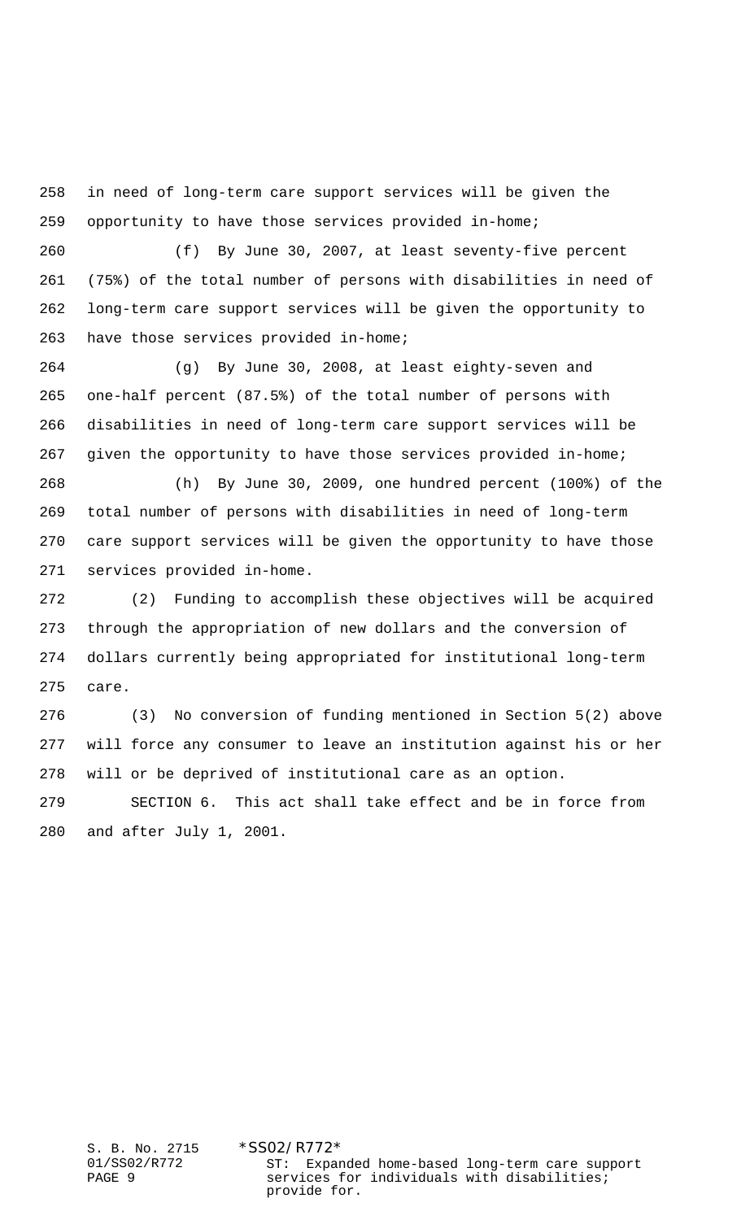in need of long-term care support services will be given the opportunity to have those services provided in-home;

(f) By June 30, 2007, at least seventy-five percent (75%) of the total number of persons with disabilities in need of long-term care support services will be given the opportunity to have those services provided in-home;

(g) By June 30, 2008, at least eighty-seven and one-half percent (87.5%) of the total number of persons with disabilities in need of long-term care support services will be given the opportunity to have those services provided in-home;

(h) By June 30, 2009, one hundred percent (100%) of the total number of persons with disabilities in need of long-term care support services will be given the opportunity to have those services provided in-home.

(2) Funding to accomplish these objectives will be acquired through the appropriation of new dollars and the conversion of dollars currently being appropriated for institutional long-term care.

(3) No conversion of funding mentioned in Section 5(2) above will force any consumer to leave an institution against his or her will or be deprived of institutional care as an option.

SECTION 6. This act shall take effect and be in force from and after July 1, 2001.

S. B. No. 2715 *SS02/R772*
01/SS02/R772
ST: Expanded home-based long-term care support services for individuals with disabilities; provide for.